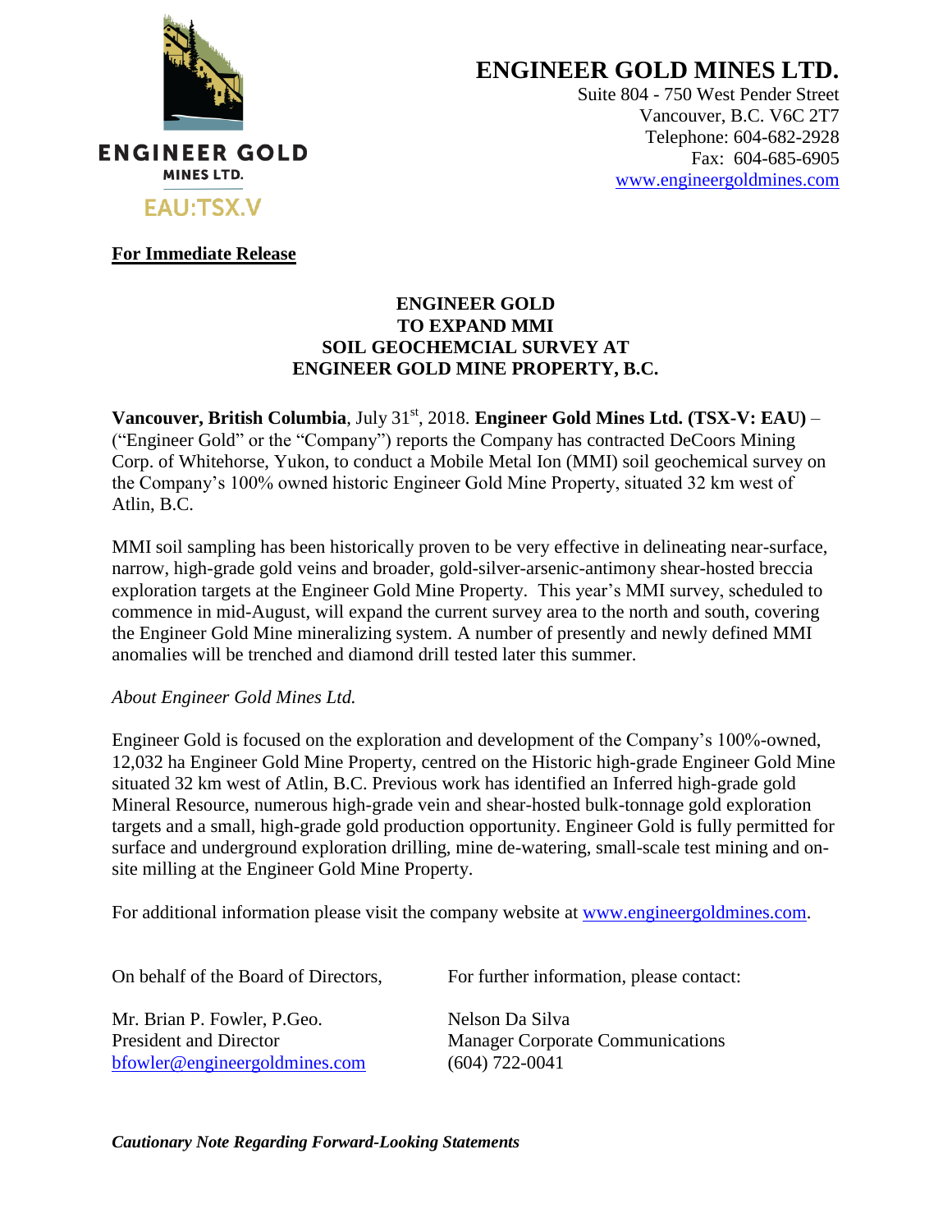ENGINEER GOLD
MINES LTD.
EAU:TSX.V

# ENGINEER GOLD MINES LTD.

Suite 804 - 750 West Pender Street
Vancouver, B.C. V6C 2T7
Telephone: 604-682-2928
Fax: 604-685-6905
www.engineergoldmines.com

**For Immediate Release**

## ENGINEER GOLD TO EXPAND MMI SOIL GEOCHEMCIAL SURVEY AT ENGINEER GOLD MINE PROPERTY, B.C.

**Vancouver, British Columbia**, July 31st, 2018. **Engineer Gold Mines Ltd. (TSX-V: EAU)** – ("Engineer Gold" or the "Company") reports the Company has contracted DeCoors Mining Corp. of Whitehorse, Yukon, to conduct a Mobile Metal Ion (MMI) soil geochemical survey on the Company's 100% owned historic Engineer Gold Mine Property, situated 32 km west of Atlin, B.C.

MMI soil sampling has been historically proven to be very effective in delineating near-surface, narrow, high-grade gold veins and broader, gold-silver-arsenic-antimony shear-hosted breccia exploration targets at the Engineer Gold Mine Property. This year's MMI survey, scheduled to commence in mid-August, will expand the current survey area to the north and south, covering the Engineer Gold Mine mineralizing system. A number of presently and newly defined MMI anomalies will be trenched and diamond drill tested later this summer.

*About Engineer Gold Mines Ltd.*

Engineer Gold is focused on the exploration and development of the Company's 100%-owned, 12,032 ha Engineer Gold Mine Property, centred on the Historic high-grade Engineer Gold Mine situated 32 km west of Atlin, B.C. Previous work has identified an Inferred high-grade gold Mineral Resource, numerous high-grade vein and shear-hosted bulk-tonnage gold exploration targets and a small, high-grade gold production opportunity. Engineer Gold is fully permitted for surface and underground exploration drilling, mine de-watering, small-scale test mining and on-site milling at the Engineer Gold Mine Property.

For additional information please visit the company website at www.engineergoldmines.com.

On behalf of the Board of Directors,

Mr. Brian P. Fowler, P.Geo.
President and Director
bfowler@engineergoldmines.com

For further information, please contact:

Nelson Da Silva
Manager Corporate Communications
(604) 722-0041

***Cautionary Note Regarding Forward-Looking Statements***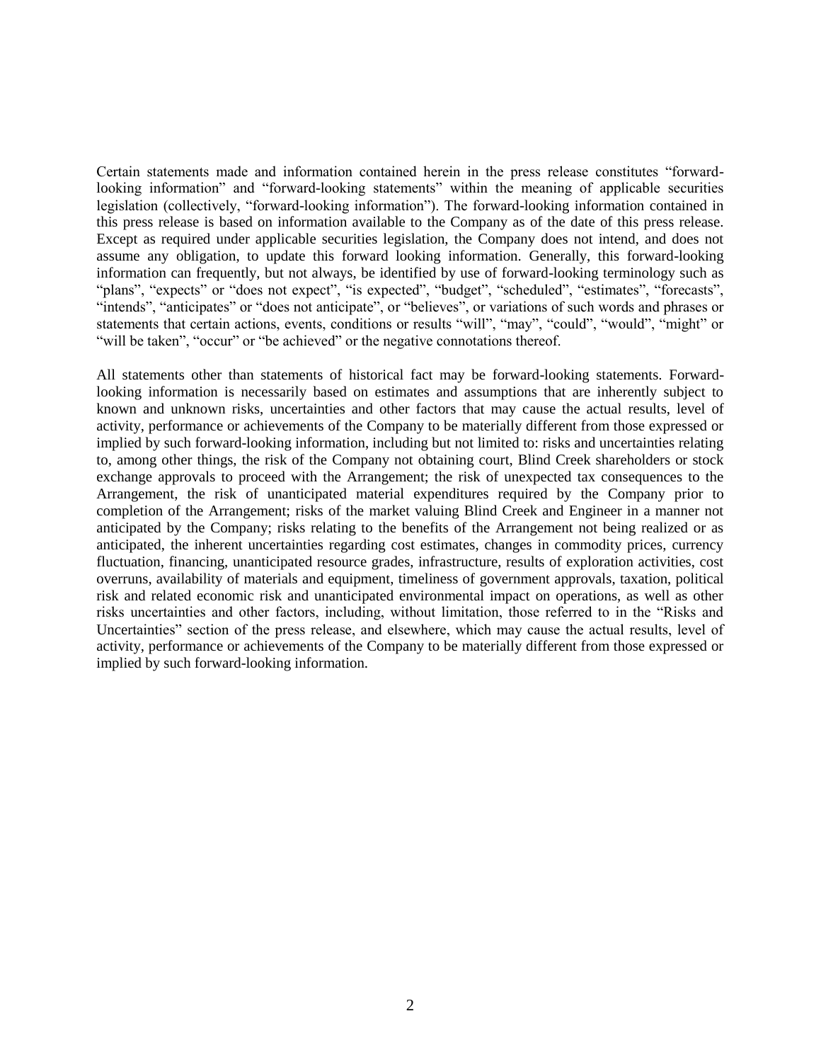Certain statements made and information contained herein in the press release constitutes "forward-looking information" and "forward-looking statements" within the meaning of applicable securities legislation (collectively, "forward-looking information"). The forward-looking information contained in this press release is based on information available to the Company as of the date of this press release. Except as required under applicable securities legislation, the Company does not intend, and does not assume any obligation, to update this forward looking information. Generally, this forward-looking information can frequently, but not always, be identified by use of forward-looking terminology such as "plans", "expects" or "does not expect", "is expected", "budget", "scheduled", "estimates", "forecasts", "intends", "anticipates" or "does not anticipate", or "believes", or variations of such words and phrases or statements that certain actions, events, conditions or results "will", "may", "could", "would", "might" or "will be taken", "occur" or "be achieved" or the negative connotations thereof.

All statements other than statements of historical fact may be forward-looking statements. Forward-looking information is necessarily based on estimates and assumptions that are inherently subject to known and unknown risks, uncertainties and other factors that may cause the actual results, level of activity, performance or achievements of the Company to be materially different from those expressed or implied by such forward-looking information, including but not limited to: risks and uncertainties relating to, among other things, the risk of the Company not obtaining court, Blind Creek shareholders or stock exchange approvals to proceed with the Arrangement; the risk of unexpected tax consequences to the Arrangement, the risk of unanticipated material expenditures required by the Company prior to completion of the Arrangement; risks of the market valuing Blind Creek and Engineer in a manner not anticipated by the Company; risks relating to the benefits of the Arrangement not being realized or as anticipated, the inherent uncertainties regarding cost estimates, changes in commodity prices, currency fluctuation, financing, unanticipated resource grades, infrastructure, results of exploration activities, cost overruns, availability of materials and equipment, timeliness of government approvals, taxation, political risk and related economic risk and unanticipated environmental impact on operations, as well as other risks uncertainties and other factors, including, without limitation, those referred to in the "Risks and Uncertainties" section of the press release, and elsewhere, which may cause the actual results, level of activity, performance or achievements of the Company to be materially different from those expressed or implied by such forward-looking information.